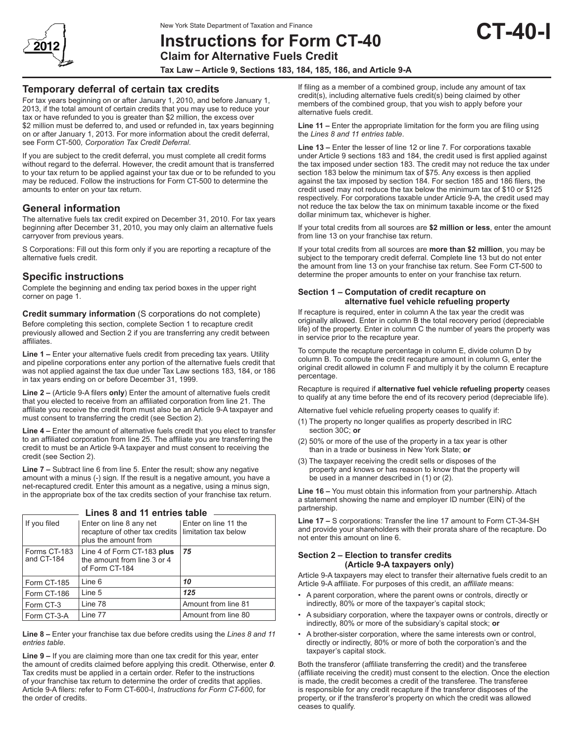New York State Department of Taxation and Finance

# Instructions for Form CT-40

**CT-40-I**

## Claim for Alternative Fuels Credit

**Tax Law – Article 9, Sections 183, 184, 185, 186, and Article 9-A**

## Temporary deferral of certain tax credits

For tax years beginning on or after January 1, 2010, and before January 1, 2013, if the total amount of certain credits that you may use to reduce your tax or have refunded to you is greater than $2 million, the excess over $2 million must be deferred to, and used or refunded in, tax years beginning on or after January 1, 2013. For more information about the credit deferral, see Form CT-500*, Corporation Tax Credit Deferral*.

If you are subject to the credit deferral, you must complete all credit forms without regard to the deferral. However, the credit amount that is transferred to your tax return to be applied against your tax due or to be refunded to you may be reduced. Follow the instructions for Form CT-500 to determine the amounts to enter on your tax return.

## General information

The alternative fuels tax credit expired on December 31, 2010. For tax years beginning after December 31, 2010, you may only claim an alternative fuels carryover from previous years.

S Corporations: Fill out this form only if you are reporting a recapture of the alternative fuels credit.

## Specific instructions

Complete the beginning and ending tax period boxes in the upper right corner on page 1.

**Credit summary information** (S corporations do not complete)

Before completing this section, complete Section 1 to recapture credit previously allowed and Section 2 if you are transferring any credit between affiliates.

**Line 1 –** Enter your alternative fuels credit from preceding tax years. Utility and pipeline corporations enter any portion of the alternative fuels credit that was not applied against the tax due under Tax Law sections 183, 184, or 186 in tax years ending on or before December 31, 1999.

**Line 2 –** (Article 9-A filers **only**) Enter the amount of alternative fuels credit that you elected to receive from an affiliated corporation from line 21. The affiliate you receive the credit from must also be an Article 9-A taxpayer and must consent to transferring the credit (see Section 2).

**Line 4 –** Enter the amount of alternative fuels credit that you elect to transfer to an affiliated corporation from line 25. The affiliate you are transferring the credit to must be an Article 9-A taxpayer and must consent to receiving the credit (see Section 2).

**Line 7 –** Subtract line 6 from line 5. Enter the result; show any negative amount with a minus (-) sign. If the result is a negative amount, you have a net-recaptured credit. Enter this amount as a negative, using a minus sign, in the appropriate box of the tax credits section of your franchise tax return.

**Lines 8 and 11 entries table**

| If you filed | Enter on line 8 any net recapture of other tax credits plus the amount from | Enter on line 11 the limitation tax below |
|---|---|---|
| Forms CT-183 and CT-184 | Line 4 of Form CT-183 **plus** the amount from line 3 or 4 of Form CT-184 | ***75*** |
| Form CT-185 | Line 6 | ***10*** |
| Form CT-186 | Line 5 | ***125*** |
| Form CT-3 | Line 78 | Amount from line 81 |
| Form CT-3-A | Line 77 | Amount from line 80 |

**Line 8 –** Enter your franchise tax due before credits using the *Lines 8 and 11 entries table*.

**Line 9 –** If you are claiming more than one tax credit for this year, enter the amount of credits claimed before applying this credit. Otherwise, enter ***0***. Tax credits must be applied in a certain order. Refer to the instructions of your franchise tax return to determine the order of credits that applies. Article 9-A filers: refer to Form CT-600-I, *Instructions for Form CT-600*, for the order of credits.

If filing as a member of a combined group, include any amount of tax credit(s), including alternative fuels credit(s) being claimed by other members of the combined group, that you wish to apply before your alternative fuels credit.

**Line 11 –** Enter the appropriate limitation for the form you are filing using the *Lines 8 and 11 entries table*.

**Line 13 –** Enter the lesser of line 12 or line 7. For corporations taxable under Article 9 sections 183 and 184, the credit used is first applied against the tax imposed under section 183. The credit may not reduce the tax under section 183 below the minimum tax of $75. Any excess is then applied against the tax imposed by section 184. For section 185 and 186 filers, the credit used may not reduce the tax below the minimum tax of $10 or $125 respectively. For corporations taxable under Article 9-A, the credit used may not reduce the tax below the tax on minimum taxable income or the fixed dollar minimum tax, whichever is higher.

If your total credits from all sources are **$2 million or less**, enter the amount from line 13 on your franchise tax return.

If your total credits from all sources are **more than $2 million**, you may be subject to the temporary credit deferral. Complete line 13 but do not enter the amount from line 13 on your franchise tax return. See Form CT-500 to determine the proper amounts to enter on your franchise tax return.

### Section 1 – Computation of credit recapture on alternative fuel vehicle refueling property

If recapture is required, enter in column A the tax year the credit was originally allowed. Enter in column B the total recovery period (depreciable life) of the property. Enter in column C the number of years the property was in service prior to the recapture year.

To compute the recapture percentage in column E, divide column D by column B. To compute the credit recapture amount in column G, enter the original credit allowed in column F and multiply it by the column E recapture percentage.

Recapture is required if **alternative fuel vehicle refueling property** ceases to qualify at any time before the end of its recovery period (depreciable life).

Alternative fuel vehicle refueling property ceases to qualify if:

(1) The property no longer qualifies as property described in IRC section 30C; **or**

(2) 50% or more of the use of the property in a tax year is other than in a trade or business in New York State; **or**

(3) The taxpayer receiving the credit sells or disposes of the property and knows or has reason to know that the property will be used in a manner described in (1) or (2).

**Line 16 –** You must obtain this information from your partnership. Attach a statement showing the name and employer ID number (EIN) of the partnership.

**Line 17 –** S corporations: Transfer the line 17 amount to Form CT-34-SH and provide your shareholders with their prorata share of the recapture. Do not enter this amount on line 6.

### Section 2 – Election to transfer credits (Article 9-A taxpayers only)

Article 9-A taxpayers may elect to transfer their alternative fuels credit to an Article 9-A affiliate. For purposes of this credit, an *affiliate* means:

- A parent corporation, where the parent owns or controls, directly or indirectly, 80% or more of the taxpayer's capital stock;
- A subsidiary corporation, where the taxpayer owns or controls, directly or indirectly, 80% or more of the subsidiary's capital stock; **or**
- A brother-sister corporation, where the same interests own or control, directly or indirectly, 80% or more of both the corporation's and the taxpayer's capital stock.

Both the transferor (affiliate transferring the credit) and the transferee (affiliate receiving the credit) must consent to the election. Once the election is made, the credit becomes a credit of the transferee. The transferee is responsible for any credit recapture if the transferor disposes of the property, or if the transferor's property on which the credit was allowed ceases to qualify.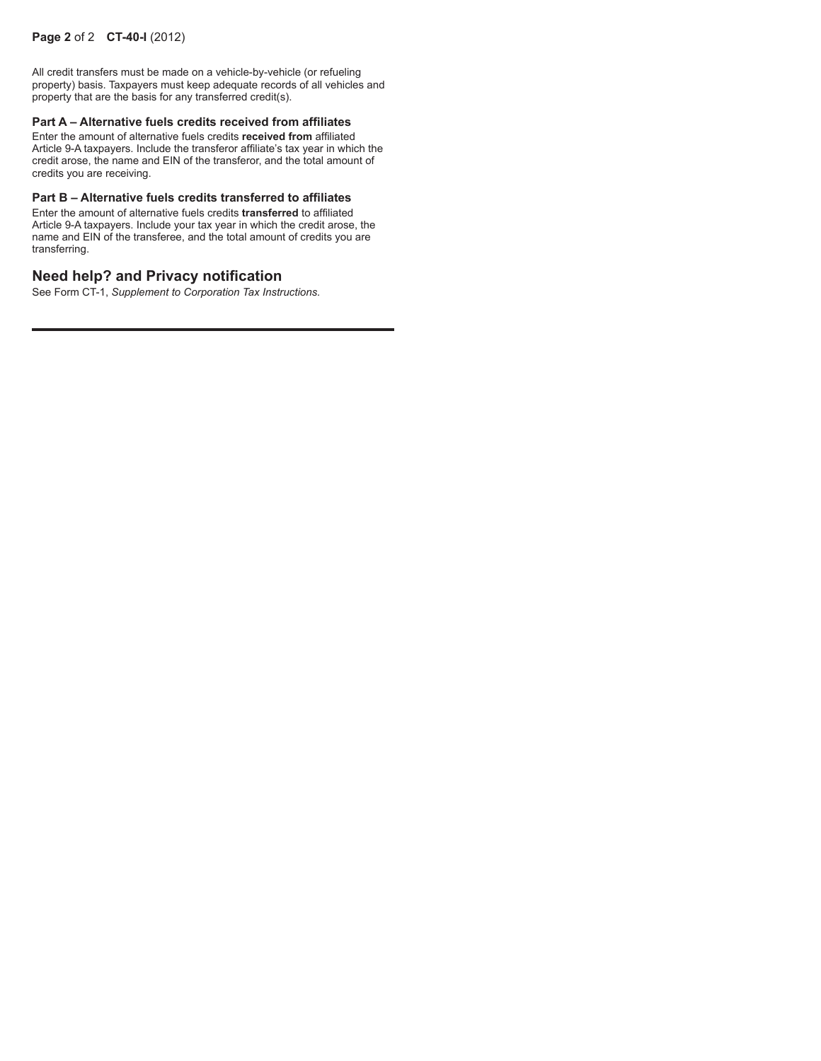All credit transfers must be made on a vehicle-by-vehicle (or refueling property) basis. Taxpayers must keep adequate records of all vehicles and property that are the basis for any transferred credit(s).

### Part A – Alternative fuels credits received from affiliates

Enter the amount of alternative fuels credits **received from** affiliated Article 9-A taxpayers. Include the transferor affiliate's tax year in which the credit arose, the name and EIN of the transferor, and the total amount of credits you are receiving.

### Part B – Alternative fuels credits transferred to affiliates

Enter the amount of alternative fuels credits **transferred** to affiliated Article 9-A taxpayers. Include your tax year in which the credit arose, the name and EIN of the transferee, and the total amount of credits you are transferring.

## Need help? and Privacy notification

See Form CT-1, *Supplement to Corporation Tax Instructions.*